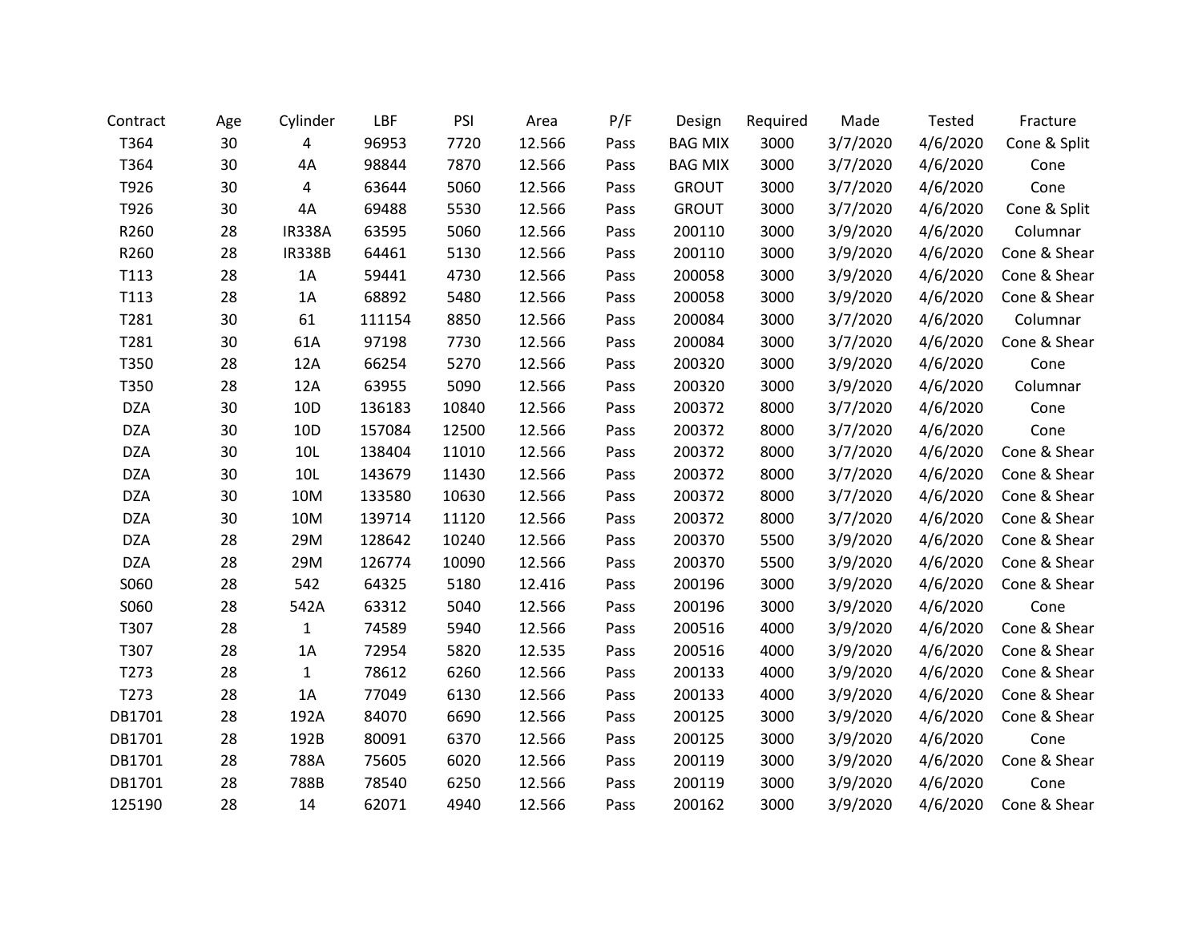| Contract | Age | Cylinder | LBF | PSI | Area | P/F | Design | Required | Made | Tested | Fracture |
|---|---|---|---|---|---|---|---|---|---|---|---|
| T364 | 30 | 4 | 96953 | 7720 | 12.566 | Pass | BAG MIX | 3000 | 3/7/2020 | 4/6/2020 | Cone & Split |
| T364 | 30 | 4A | 98844 | 7870 | 12.566 | Pass | BAG MIX | 3000 | 3/7/2020 | 4/6/2020 | Cone |
| T926 | 30 | 4 | 63644 | 5060 | 12.566 | Pass | GROUT | 3000 | 3/7/2020 | 4/6/2020 | Cone |
| T926 | 30 | 4A | 69488 | 5530 | 12.566 | Pass | GROUT | 3000 | 3/7/2020 | 4/6/2020 | Cone & Split |
| R260 | 28 | IR338A | 63595 | 5060 | 12.566 | Pass | 200110 | 3000 | 3/9/2020 | 4/6/2020 | Columnar |
| R260 | 28 | IR338B | 64461 | 5130 | 12.566 | Pass | 200110 | 3000 | 3/9/2020 | 4/6/2020 | Cone & Shear |
| T113 | 28 | 1A | 59441 | 4730 | 12.566 | Pass | 200058 | 3000 | 3/9/2020 | 4/6/2020 | Cone & Shear |
| T113 | 28 | 1A | 68892 | 5480 | 12.566 | Pass | 200058 | 3000 | 3/9/2020 | 4/6/2020 | Cone & Shear |
| T281 | 30 | 61 | 111154 | 8850 | 12.566 | Pass | 200084 | 3000 | 3/7/2020 | 4/6/2020 | Columnar |
| T281 | 30 | 61A | 97198 | 7730 | 12.566 | Pass | 200084 | 3000 | 3/7/2020 | 4/6/2020 | Cone & Shear |
| T350 | 28 | 12A | 66254 | 5270 | 12.566 | Pass | 200320 | 3000 | 3/9/2020 | 4/6/2020 | Cone |
| T350 | 28 | 12A | 63955 | 5090 | 12.566 | Pass | 200320 | 3000 | 3/9/2020 | 4/6/2020 | Columnar |
| DZA | 30 | 10D | 136183 | 10840 | 12.566 | Pass | 200372 | 8000 | 3/7/2020 | 4/6/2020 | Cone |
| DZA | 30 | 10D | 157084 | 12500 | 12.566 | Pass | 200372 | 8000 | 3/7/2020 | 4/6/2020 | Cone |
| DZA | 30 | 10L | 138404 | 11010 | 12.566 | Pass | 200372 | 8000 | 3/7/2020 | 4/6/2020 | Cone & Shear |
| DZA | 30 | 10L | 143679 | 11430 | 12.566 | Pass | 200372 | 8000 | 3/7/2020 | 4/6/2020 | Cone & Shear |
| DZA | 30 | 10M | 133580 | 10630 | 12.566 | Pass | 200372 | 8000 | 3/7/2020 | 4/6/2020 | Cone & Shear |
| DZA | 30 | 10M | 139714 | 11120 | 12.566 | Pass | 200372 | 8000 | 3/7/2020 | 4/6/2020 | Cone & Shear |
| DZA | 28 | 29M | 128642 | 10240 | 12.566 | Pass | 200370 | 5500 | 3/9/2020 | 4/6/2020 | Cone & Shear |
| DZA | 28 | 29M | 126774 | 10090 | 12.566 | Pass | 200370 | 5500 | 3/9/2020 | 4/6/2020 | Cone & Shear |
| S060 | 28 | 542 | 64325 | 5180 | 12.416 | Pass | 200196 | 3000 | 3/9/2020 | 4/6/2020 | Cone & Shear |
| S060 | 28 | 542A | 63312 | 5040 | 12.566 | Pass | 200196 | 3000 | 3/9/2020 | 4/6/2020 | Cone |
| T307 | 28 | 1 | 74589 | 5940 | 12.566 | Pass | 200516 | 4000 | 3/9/2020 | 4/6/2020 | Cone & Shear |
| T307 | 28 | 1A | 72954 | 5820 | 12.535 | Pass | 200516 | 4000 | 3/9/2020 | 4/6/2020 | Cone & Shear |
| T273 | 28 | 1 | 78612 | 6260 | 12.566 | Pass | 200133 | 4000 | 3/9/2020 | 4/6/2020 | Cone & Shear |
| T273 | 28 | 1A | 77049 | 6130 | 12.566 | Pass | 200133 | 4000 | 3/9/2020 | 4/6/2020 | Cone & Shear |
| DB1701 | 28 | 192A | 84070 | 6690 | 12.566 | Pass | 200125 | 3000 | 3/9/2020 | 4/6/2020 | Cone & Shear |
| DB1701 | 28 | 192B | 80091 | 6370 | 12.566 | Pass | 200125 | 3000 | 3/9/2020 | 4/6/2020 | Cone |
| DB1701 | 28 | 788A | 75605 | 6020 | 12.566 | Pass | 200119 | 3000 | 3/9/2020 | 4/6/2020 | Cone & Shear |
| DB1701 | 28 | 788B | 78540 | 6250 | 12.566 | Pass | 200119 | 3000 | 3/9/2020 | 4/6/2020 | Cone |
| 125190 | 28 | 14 | 62071 | 4940 | 12.566 | Pass | 200162 | 3000 | 3/9/2020 | 4/6/2020 | Cone & Shear |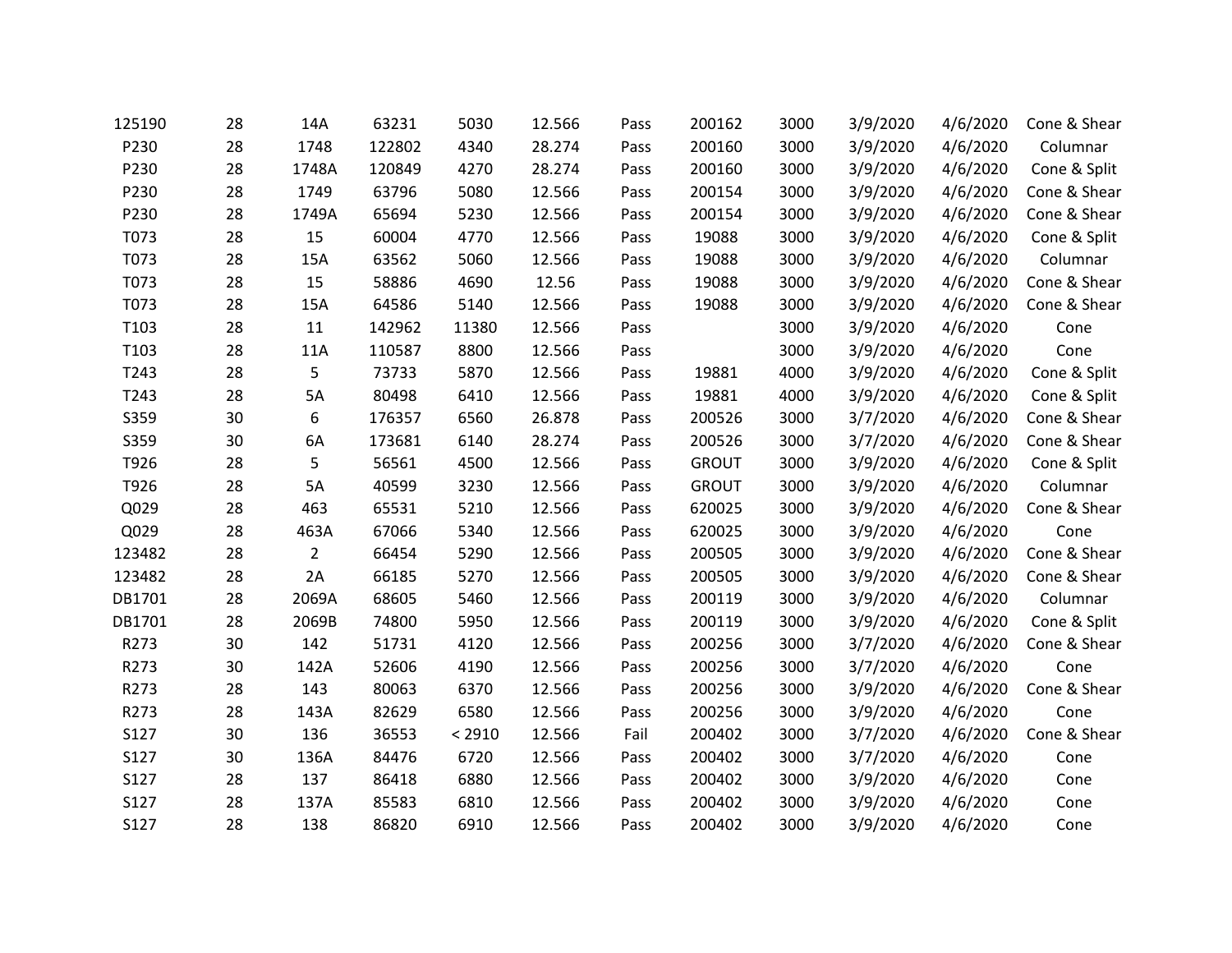| | | | | | | | | | | | |
|---|---|---|---|---|---|---|---|---|---|---|---|
| 125190 | 28 | 14A | 63231 | 5030 | 12.566 | Pass | 200162 | 3000 | 3/9/2020 | 4/6/2020 | Cone & Shear |
| P230 | 28 | 1748 | 122802 | 4340 | 28.274 | Pass | 200160 | 3000 | 3/9/2020 | 4/6/2020 | Columnar |
| P230 | 28 | 1748A | 120849 | 4270 | 28.274 | Pass | 200160 | 3000 | 3/9/2020 | 4/6/2020 | Cone & Split |
| P230 | 28 | 1749 | 63796 | 5080 | 12.566 | Pass | 200154 | 3000 | 3/9/2020 | 4/6/2020 | Cone & Shear |
| P230 | 28 | 1749A | 65694 | 5230 | 12.566 | Pass | 200154 | 3000 | 3/9/2020 | 4/6/2020 | Cone & Shear |
| T073 | 28 | 15 | 60004 | 4770 | 12.566 | Pass | 19088 | 3000 | 3/9/2020 | 4/6/2020 | Cone & Split |
| T073 | 28 | 15A | 63562 | 5060 | 12.566 | Pass | 19088 | 3000 | 3/9/2020 | 4/6/2020 | Columnar |
| T073 | 28 | 15 | 58886 | 4690 | 12.56 | Pass | 19088 | 3000 | 3/9/2020 | 4/6/2020 | Cone & Shear |
| T073 | 28 | 15A | 64586 | 5140 | 12.566 | Pass | 19088 | 3000 | 3/9/2020 | 4/6/2020 | Cone & Shear |
| T103 | 28 | 11 | 142962 | 11380 | 12.566 | Pass | | 3000 | 3/9/2020 | 4/6/2020 | Cone |
| T103 | 28 | 11A | 110587 | 8800 | 12.566 | Pass | | 3000 | 3/9/2020 | 4/6/2020 | Cone |
| T243 | 28 | 5 | 73733 | 5870 | 12.566 | Pass | 19881 | 4000 | 3/9/2020 | 4/6/2020 | Cone & Split |
| T243 | 28 | 5A | 80498 | 6410 | 12.566 | Pass | 19881 | 4000 | 3/9/2020 | 4/6/2020 | Cone & Split |
| S359 | 30 | 6 | 176357 | 6560 | 26.878 | Pass | 200526 | 3000 | 3/7/2020 | 4/6/2020 | Cone & Shear |
| S359 | 30 | 6A | 173681 | 6140 | 28.274 | Pass | 200526 | 3000 | 3/7/2020 | 4/6/2020 | Cone & Shear |
| T926 | 28 | 5 | 56561 | 4500 | 12.566 | Pass | GROUT | 3000 | 3/9/2020 | 4/6/2020 | Cone & Split |
| T926 | 28 | 5A | 40599 | 3230 | 12.566 | Pass | GROUT | 3000 | 3/9/2020 | 4/6/2020 | Columnar |
| Q029 | 28 | 463 | 65531 | 5210 | 12.566 | Pass | 620025 | 3000 | 3/9/2020 | 4/6/2020 | Cone & Shear |
| Q029 | 28 | 463A | 67066 | 5340 | 12.566 | Pass | 620025 | 3000 | 3/9/2020 | 4/6/2020 | Cone |
| 123482 | 28 | 2 | 66454 | 5290 | 12.566 | Pass | 200505 | 3000 | 3/9/2020 | 4/6/2020 | Cone & Shear |
| 123482 | 28 | 2A | 66185 | 5270 | 12.566 | Pass | 200505 | 3000 | 3/9/2020 | 4/6/2020 | Cone & Shear |
| DB1701 | 28 | 2069A | 68605 | 5460 | 12.566 | Pass | 200119 | 3000 | 3/9/2020 | 4/6/2020 | Columnar |
| DB1701 | 28 | 2069B | 74800 | 5950 | 12.566 | Pass | 200119 | 3000 | 3/9/2020 | 4/6/2020 | Cone & Split |
| R273 | 30 | 142 | 51731 | 4120 | 12.566 | Pass | 200256 | 3000 | 3/7/2020 | 4/6/2020 | Cone & Shear |
| R273 | 30 | 142A | 52606 | 4190 | 12.566 | Pass | 200256 | 3000 | 3/7/2020 | 4/6/2020 | Cone |
| R273 | 28 | 143 | 80063 | 6370 | 12.566 | Pass | 200256 | 3000 | 3/9/2020 | 4/6/2020 | Cone & Shear |
| R273 | 28 | 143A | 82629 | 6580 | 12.566 | Pass | 200256 | 3000 | 3/9/2020 | 4/6/2020 | Cone |
| S127 | 30 | 136 | 36553 | < 2910 | 12.566 | Fail | 200402 | 3000 | 3/7/2020 | 4/6/2020 | Cone & Shear |
| S127 | 30 | 136A | 84476 | 6720 | 12.566 | Pass | 200402 | 3000 | 3/7/2020 | 4/6/2020 | Cone |
| S127 | 28 | 137 | 86418 | 6880 | 12.566 | Pass | 200402 | 3000 | 3/9/2020 | 4/6/2020 | Cone |
| S127 | 28 | 137A | 85583 | 6810 | 12.566 | Pass | 200402 | 3000 | 3/9/2020 | 4/6/2020 | Cone |
| S127 | 28 | 138 | 86820 | 6910 | 12.566 | Pass | 200402 | 3000 | 3/9/2020 | 4/6/2020 | Cone |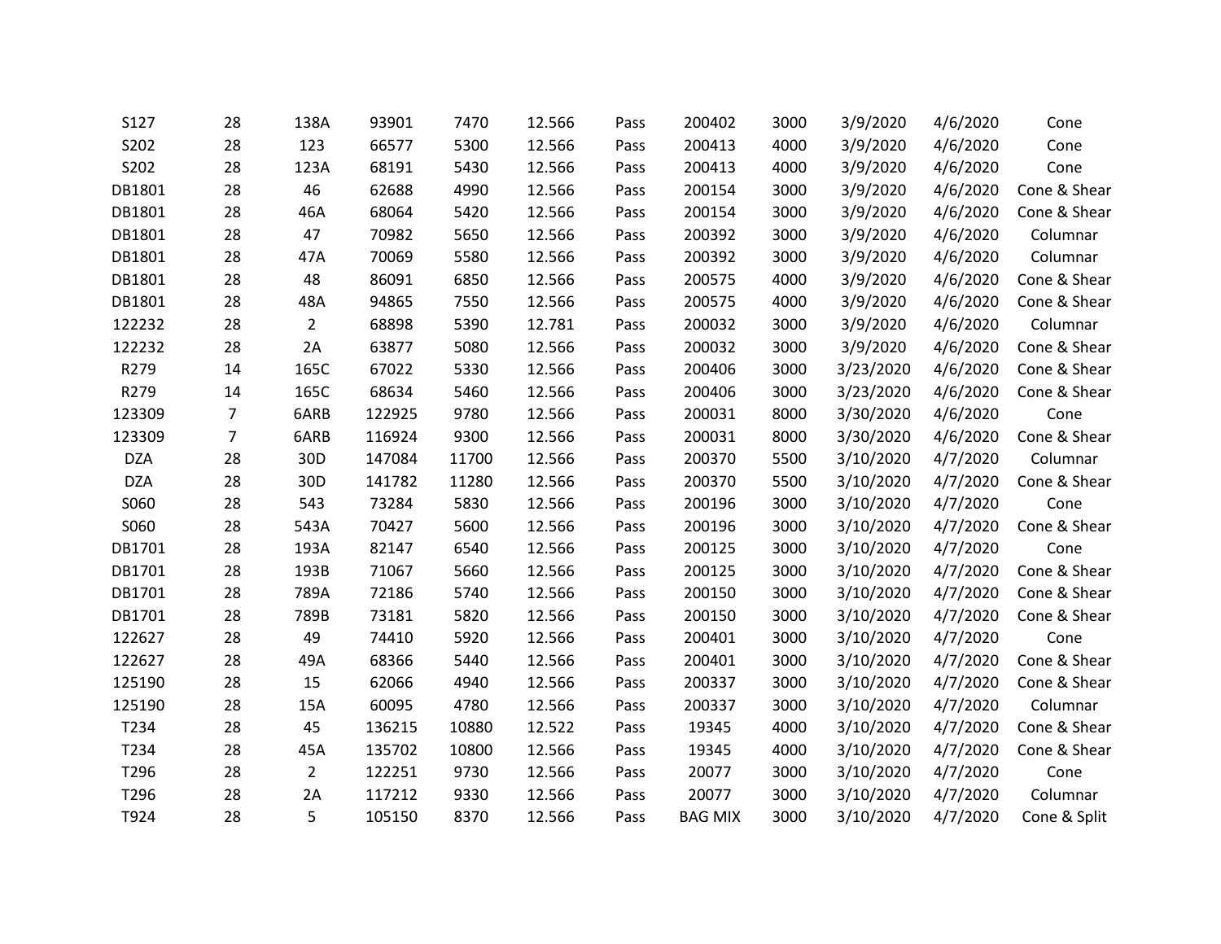| | | | | | | | | | | | |
|---|---|---|---|---|---|---|---|---|---|---|---|
| S127 | 28 | 138A | 93901 | 7470 | 12.566 | Pass | 200402 | 3000 | 3/9/2020 | 4/6/2020 | Cone |
| S202 | 28 | 123 | 66577 | 5300 | 12.566 | Pass | 200413 | 4000 | 3/9/2020 | 4/6/2020 | Cone |
| S202 | 28 | 123A | 68191 | 5430 | 12.566 | Pass | 200413 | 4000 | 3/9/2020 | 4/6/2020 | Cone |
| DB1801 | 28 | 46 | 62688 | 4990 | 12.566 | Pass | 200154 | 3000 | 3/9/2020 | 4/6/2020 | Cone & Shear |
| DB1801 | 28 | 46A | 68064 | 5420 | 12.566 | Pass | 200154 | 3000 | 3/9/2020 | 4/6/2020 | Cone & Shear |
| DB1801 | 28 | 47 | 70982 | 5650 | 12.566 | Pass | 200392 | 3000 | 3/9/2020 | 4/6/2020 | Columnar |
| DB1801 | 28 | 47A | 70069 | 5580 | 12.566 | Pass | 200392 | 3000 | 3/9/2020 | 4/6/2020 | Columnar |
| DB1801 | 28 | 48 | 86091 | 6850 | 12.566 | Pass | 200575 | 4000 | 3/9/2020 | 4/6/2020 | Cone & Shear |
| DB1801 | 28 | 48A | 94865 | 7550 | 12.566 | Pass | 200575 | 4000 | 3/9/2020 | 4/6/2020 | Cone & Shear |
| 122232 | 28 | 2 | 68898 | 5390 | 12.781 | Pass | 200032 | 3000 | 3/9/2020 | 4/6/2020 | Columnar |
| 122232 | 28 | 2A | 63877 | 5080 | 12.566 | Pass | 200032 | 3000 | 3/9/2020 | 4/6/2020 | Cone & Shear |
| R279 | 14 | 165C | 67022 | 5330 | 12.566 | Pass | 200406 | 3000 | 3/23/2020 | 4/6/2020 | Cone & Shear |
| R279 | 14 | 165C | 68634 | 5460 | 12.566 | Pass | 200406 | 3000 | 3/23/2020 | 4/6/2020 | Cone & Shear |
| 123309 | 7 | 6ARB | 122925 | 9780 | 12.566 | Pass | 200031 | 8000 | 3/30/2020 | 4/6/2020 | Cone |
| 123309 | 7 | 6ARB | 116924 | 9300 | 12.566 | Pass | 200031 | 8000 | 3/30/2020 | 4/6/2020 | Cone & Shear |
| DZA | 28 | 30D | 147084 | 11700 | 12.566 | Pass | 200370 | 5500 | 3/10/2020 | 4/7/2020 | Columnar |
| DZA | 28 | 30D | 141782 | 11280 | 12.566 | Pass | 200370 | 5500 | 3/10/2020 | 4/7/2020 | Cone & Shear |
| S060 | 28 | 543 | 73284 | 5830 | 12.566 | Pass | 200196 | 3000 | 3/10/2020 | 4/7/2020 | Cone |
| S060 | 28 | 543A | 70427 | 5600 | 12.566 | Pass | 200196 | 3000 | 3/10/2020 | 4/7/2020 | Cone & Shear |
| DB1701 | 28 | 193A | 82147 | 6540 | 12.566 | Pass | 200125 | 3000 | 3/10/2020 | 4/7/2020 | Cone |
| DB1701 | 28 | 193B | 71067 | 5660 | 12.566 | Pass | 200125 | 3000 | 3/10/2020 | 4/7/2020 | Cone & Shear |
| DB1701 | 28 | 789A | 72186 | 5740 | 12.566 | Pass | 200150 | 3000 | 3/10/2020 | 4/7/2020 | Cone & Shear |
| DB1701 | 28 | 789B | 73181 | 5820 | 12.566 | Pass | 200150 | 3000 | 3/10/2020 | 4/7/2020 | Cone & Shear |
| 122627 | 28 | 49 | 74410 | 5920 | 12.566 | Pass | 200401 | 3000 | 3/10/2020 | 4/7/2020 | Cone |
| 122627 | 28 | 49A | 68366 | 5440 | 12.566 | Pass | 200401 | 3000 | 3/10/2020 | 4/7/2020 | Cone & Shear |
| 125190 | 28 | 15 | 62066 | 4940 | 12.566 | Pass | 200337 | 3000 | 3/10/2020 | 4/7/2020 | Cone & Shear |
| 125190 | 28 | 15A | 60095 | 4780 | 12.566 | Pass | 200337 | 3000 | 3/10/2020 | 4/7/2020 | Columnar |
| T234 | 28 | 45 | 136215 | 10880 | 12.522 | Pass | 19345 | 4000 | 3/10/2020 | 4/7/2020 | Cone & Shear |
| T234 | 28 | 45A | 135702 | 10800 | 12.566 | Pass | 19345 | 4000 | 3/10/2020 | 4/7/2020 | Cone & Shear |
| T296 | 28 | 2 | 122251 | 9730 | 12.566 | Pass | 20077 | 3000 | 3/10/2020 | 4/7/2020 | Cone |
| T296 | 28 | 2A | 117212 | 9330 | 12.566 | Pass | 20077 | 3000 | 3/10/2020 | 4/7/2020 | Columnar |
| T924 | 28 | 5 | 105150 | 8370 | 12.566 | Pass | BAG MIX | 3000 | 3/10/2020 | 4/7/2020 | Cone & Split |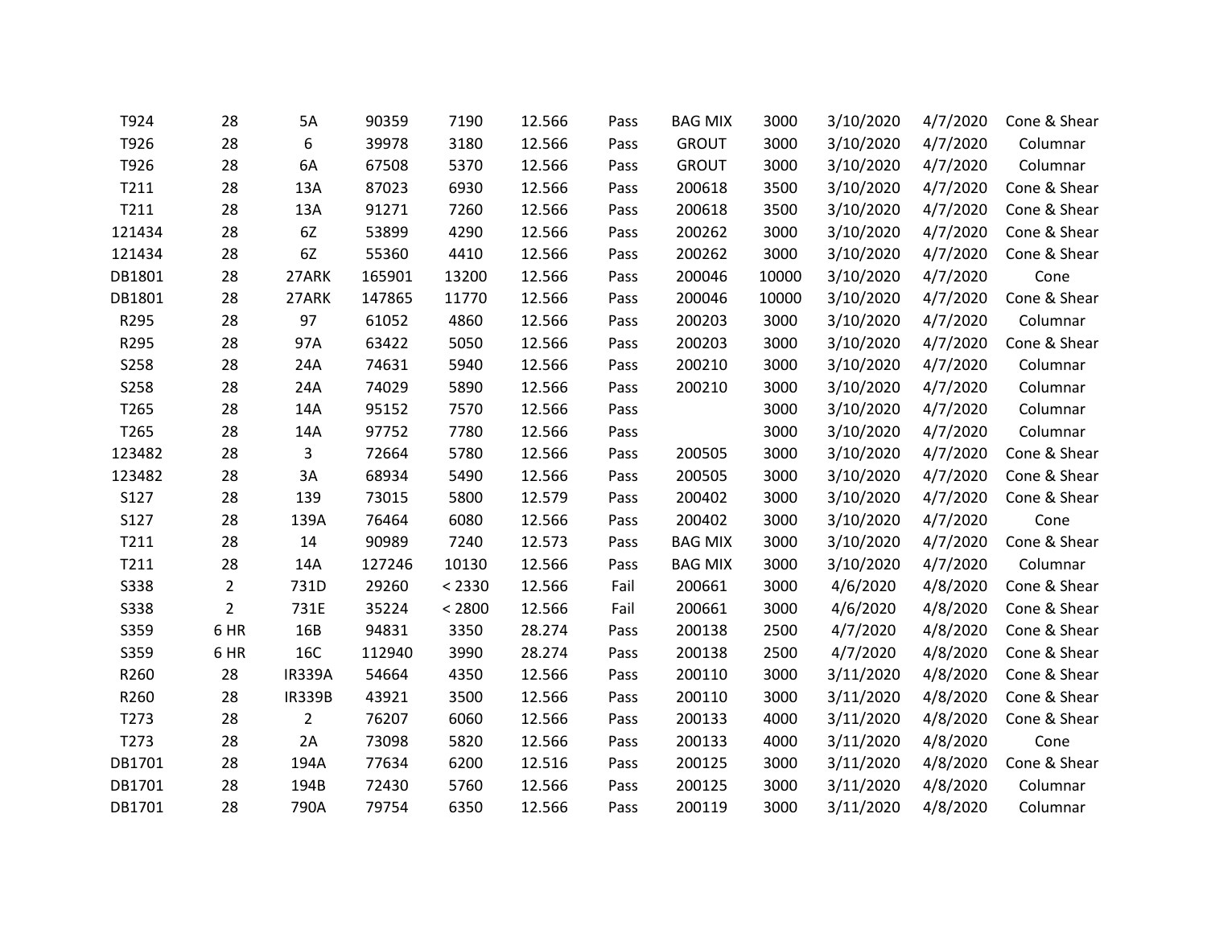| | | | | | | | | | | | |
|---|---|---|---|---|---|---|---|---|---|---|---|
| T924 | 28 | 5A | 90359 | 7190 | 12.566 | Pass | BAG MIX | 3000 | 3/10/2020 | 4/7/2020 | Cone & Shear |
| T926 | 28 | 6 | 39978 | 3180 | 12.566 | Pass | GROUT | 3000 | 3/10/2020 | 4/7/2020 | Columnar |
| T926 | 28 | 6A | 67508 | 5370 | 12.566 | Pass | GROUT | 3000 | 3/10/2020 | 4/7/2020 | Columnar |
| T211 | 28 | 13A | 87023 | 6930 | 12.566 | Pass | 200618 | 3500 | 3/10/2020 | 4/7/2020 | Cone & Shear |
| T211 | 28 | 13A | 91271 | 7260 | 12.566 | Pass | 200618 | 3500 | 3/10/2020 | 4/7/2020 | Cone & Shear |
| 121434 | 28 | 6Z | 53899 | 4290 | 12.566 | Pass | 200262 | 3000 | 3/10/2020 | 4/7/2020 | Cone & Shear |
| 121434 | 28 | 6Z | 55360 | 4410 | 12.566 | Pass | 200262 | 3000 | 3/10/2020 | 4/7/2020 | Cone & Shear |
| DB1801 | 28 | 27ARK | 165901 | 13200 | 12.566 | Pass | 200046 | 10000 | 3/10/2020 | 4/7/2020 | Cone |
| DB1801 | 28 | 27ARK | 147865 | 11770 | 12.566 | Pass | 200046 | 10000 | 3/10/2020 | 4/7/2020 | Cone & Shear |
| R295 | 28 | 97 | 61052 | 4860 | 12.566 | Pass | 200203 | 3000 | 3/10/2020 | 4/7/2020 | Columnar |
| R295 | 28 | 97A | 63422 | 5050 | 12.566 | Pass | 200203 | 3000 | 3/10/2020 | 4/7/2020 | Cone & Shear |
| S258 | 28 | 24A | 74631 | 5940 | 12.566 | Pass | 200210 | 3000 | 3/10/2020 | 4/7/2020 | Columnar |
| S258 | 28 | 24A | 74029 | 5890 | 12.566 | Pass | 200210 | 3000 | 3/10/2020 | 4/7/2020 | Columnar |
| T265 | 28 | 14A | 95152 | 7570 | 12.566 | Pass | | 3000 | 3/10/2020 | 4/7/2020 | Columnar |
| T265 | 28 | 14A | 97752 | 7780 | 12.566 | Pass | | 3000 | 3/10/2020 | 4/7/2020 | Columnar |
| 123482 | 28 | 3 | 72664 | 5780 | 12.566 | Pass | 200505 | 3000 | 3/10/2020 | 4/7/2020 | Cone & Shear |
| 123482 | 28 | 3A | 68934 | 5490 | 12.566 | Pass | 200505 | 3000 | 3/10/2020 | 4/7/2020 | Cone & Shear |
| S127 | 28 | 139 | 73015 | 5800 | 12.579 | Pass | 200402 | 3000 | 3/10/2020 | 4/7/2020 | Cone & Shear |
| S127 | 28 | 139A | 76464 | 6080 | 12.566 | Pass | 200402 | 3000 | 3/10/2020 | 4/7/2020 | Cone |
| T211 | 28 | 14 | 90989 | 7240 | 12.573 | Pass | BAG MIX | 3000 | 3/10/2020 | 4/7/2020 | Cone & Shear |
| T211 | 28 | 14A | 127246 | 10130 | 12.566 | Pass | BAG MIX | 3000 | 3/10/2020 | 4/7/2020 | Columnar |
| S338 | 2 | 731D | 29260 | < 2330 | 12.566 | Fail | 200661 | 3000 | 4/6/2020 | 4/8/2020 | Cone & Shear |
| S338 | 2 | 731E | 35224 | < 2800 | 12.566 | Fail | 200661 | 3000 | 4/6/2020 | 4/8/2020 | Cone & Shear |
| S359 | 6 HR | 16B | 94831 | 3350 | 28.274 | Pass | 200138 | 2500 | 4/7/2020 | 4/8/2020 | Cone & Shear |
| S359 | 6 HR | 16C | 112940 | 3990 | 28.274 | Pass | 200138 | 2500 | 4/7/2020 | 4/8/2020 | Cone & Shear |
| R260 | 28 | IR339A | 54664 | 4350 | 12.566 | Pass | 200110 | 3000 | 3/11/2020 | 4/8/2020 | Cone & Shear |
| R260 | 28 | IR339B | 43921 | 3500 | 12.566 | Pass | 200110 | 3000 | 3/11/2020 | 4/8/2020 | Cone & Shear |
| T273 | 28 | 2 | 76207 | 6060 | 12.566 | Pass | 200133 | 4000 | 3/11/2020 | 4/8/2020 | Cone & Shear |
| T273 | 28 | 2A | 73098 | 5820 | 12.566 | Pass | 200133 | 4000 | 3/11/2020 | 4/8/2020 | Cone |
| DB1701 | 28 | 194A | 77634 | 6200 | 12.516 | Pass | 200125 | 3000 | 3/11/2020 | 4/8/2020 | Cone & Shear |
| DB1701 | 28 | 194B | 72430 | 5760 | 12.566 | Pass | 200125 | 3000 | 3/11/2020 | 4/8/2020 | Columnar |
| DB1701 | 28 | 790A | 79754 | 6350 | 12.566 | Pass | 200119 | 3000 | 3/11/2020 | 4/8/2020 | Columnar |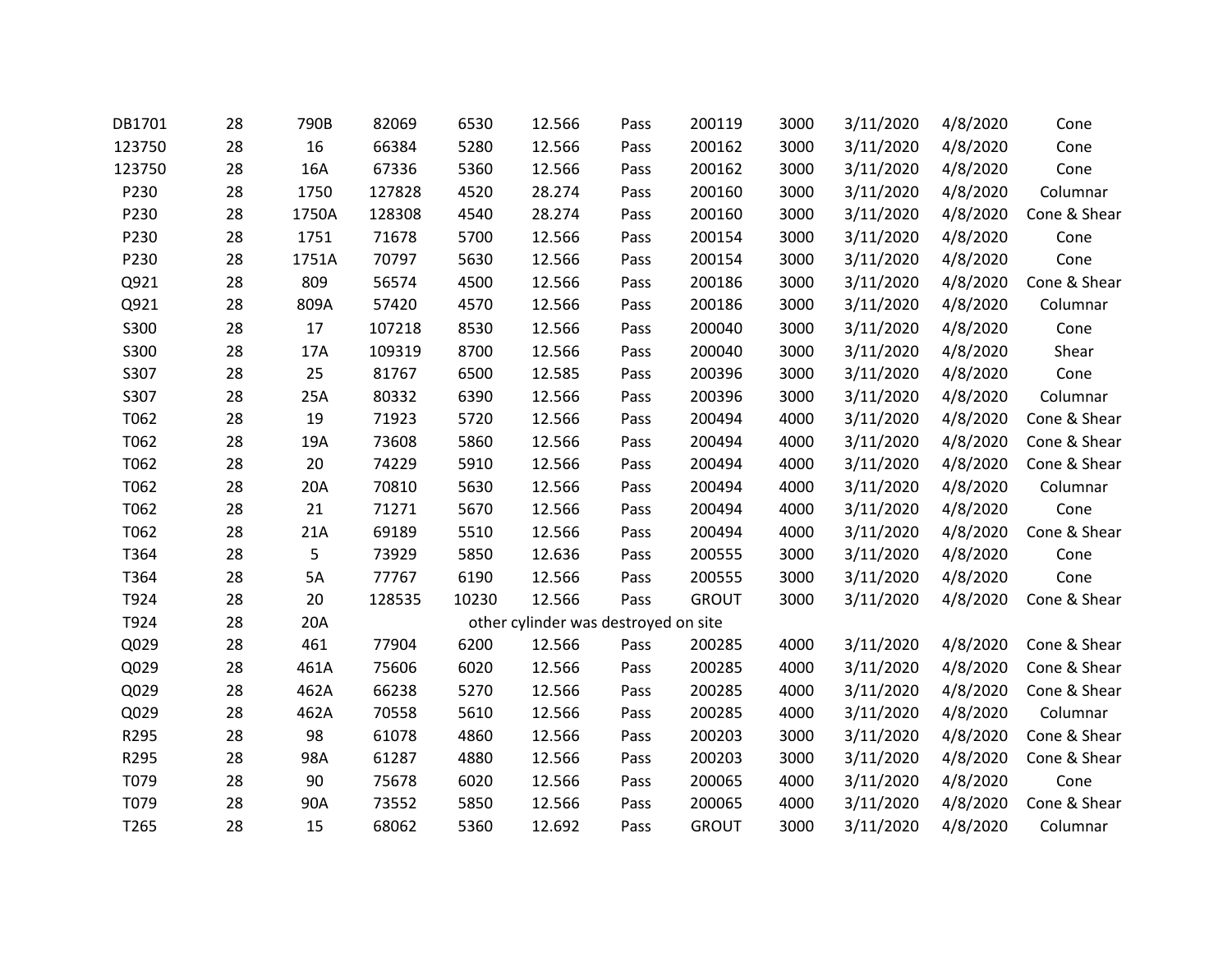| | | | | | | | | | | | |
|---|---|---|---|---|---|---|---|---|---|---|---|
| DB1701 | 28 | 790B | 82069 | 6530 | 12.566 | Pass | 200119 | 3000 | 3/11/2020 | 4/8/2020 | Cone |
| 123750 | 28 | 16 | 66384 | 5280 | 12.566 | Pass | 200162 | 3000 | 3/11/2020 | 4/8/2020 | Cone |
| 123750 | 28 | 16A | 67336 | 5360 | 12.566 | Pass | 200162 | 3000 | 3/11/2020 | 4/8/2020 | Cone |
| P230 | 28 | 1750 | 127828 | 4520 | 28.274 | Pass | 200160 | 3000 | 3/11/2020 | 4/8/2020 | Columnar |
| P230 | 28 | 1750A | 128308 | 4540 | 28.274 | Pass | 200160 | 3000 | 3/11/2020 | 4/8/2020 | Cone & Shear |
| P230 | 28 | 1751 | 71678 | 5700 | 12.566 | Pass | 200154 | 3000 | 3/11/2020 | 4/8/2020 | Cone |
| P230 | 28 | 1751A | 70797 | 5630 | 12.566 | Pass | 200154 | 3000 | 3/11/2020 | 4/8/2020 | Cone |
| Q921 | 28 | 809 | 56574 | 4500 | 12.566 | Pass | 200186 | 3000 | 3/11/2020 | 4/8/2020 | Cone & Shear |
| Q921 | 28 | 809A | 57420 | 4570 | 12.566 | Pass | 200186 | 3000 | 3/11/2020 | 4/8/2020 | Columnar |
| S300 | 28 | 17 | 107218 | 8530 | 12.566 | Pass | 200040 | 3000 | 3/11/2020 | 4/8/2020 | Cone |
| S300 | 28 | 17A | 109319 | 8700 | 12.566 | Pass | 200040 | 3000 | 3/11/2020 | 4/8/2020 | Shear |
| S307 | 28 | 25 | 81767 | 6500 | 12.585 | Pass | 200396 | 3000 | 3/11/2020 | 4/8/2020 | Cone |
| S307 | 28 | 25A | 80332 | 6390 | 12.566 | Pass | 200396 | 3000 | 3/11/2020 | 4/8/2020 | Columnar |
| T062 | 28 | 19 | 71923 | 5720 | 12.566 | Pass | 200494 | 4000 | 3/11/2020 | 4/8/2020 | Cone & Shear |
| T062 | 28 | 19A | 73608 | 5860 | 12.566 | Pass | 200494 | 4000 | 3/11/2020 | 4/8/2020 | Cone & Shear |
| T062 | 28 | 20 | 74229 | 5910 | 12.566 | Pass | 200494 | 4000 | 3/11/2020 | 4/8/2020 | Cone & Shear |
| T062 | 28 | 20A | 70810 | 5630 | 12.566 | Pass | 200494 | 4000 | 3/11/2020 | 4/8/2020 | Columnar |
| T062 | 28 | 21 | 71271 | 5670 | 12.566 | Pass | 200494 | 4000 | 3/11/2020 | 4/8/2020 | Cone |
| T062 | 28 | 21A | 69189 | 5510 | 12.566 | Pass | 200494 | 4000 | 3/11/2020 | 4/8/2020 | Cone & Shear |
| T364 | 28 | 5 | 73929 | 5850 | 12.636 | Pass | 200555 | 3000 | 3/11/2020 | 4/8/2020 | Cone |
| T364 | 28 | 5A | 77767 | 6190 | 12.566 | Pass | 200555 | 3000 | 3/11/2020 | 4/8/2020 | Cone |
| T924 | 28 | 20 | 128535 | 10230 | 12.566 | Pass | GROUT | 3000 | 3/11/2020 | 4/8/2020 | Cone & Shear |
| T924 | 28 | 20A | other cylinder was destroyed on site | | | | | | | | |
| Q029 | 28 | 461 | 77904 | 6200 | 12.566 | Pass | 200285 | 4000 | 3/11/2020 | 4/8/2020 | Cone & Shear |
| Q029 | 28 | 461A | 75606 | 6020 | 12.566 | Pass | 200285 | 4000 | 3/11/2020 | 4/8/2020 | Cone & Shear |
| Q029 | 28 | 462A | 66238 | 5270 | 12.566 | Pass | 200285 | 4000 | 3/11/2020 | 4/8/2020 | Cone & Shear |
| Q029 | 28 | 462A | 70558 | 5610 | 12.566 | Pass | 200285 | 4000 | 3/11/2020 | 4/8/2020 | Columnar |
| R295 | 28 | 98 | 61078 | 4860 | 12.566 | Pass | 200203 | 3000 | 3/11/2020 | 4/8/2020 | Cone & Shear |
| R295 | 28 | 98A | 61287 | 4880 | 12.566 | Pass | 200203 | 3000 | 3/11/2020 | 4/8/2020 | Cone & Shear |
| T079 | 28 | 90 | 75678 | 6020 | 12.566 | Pass | 200065 | 4000 | 3/11/2020 | 4/8/2020 | Cone |
| T079 | 28 | 90A | 73552 | 5850 | 12.566 | Pass | 200065 | 4000 | 3/11/2020 | 4/8/2020 | Cone & Shear |
| T265 | 28 | 15 | 68062 | 5360 | 12.692 | Pass | GROUT | 3000 | 3/11/2020 | 4/8/2020 | Columnar |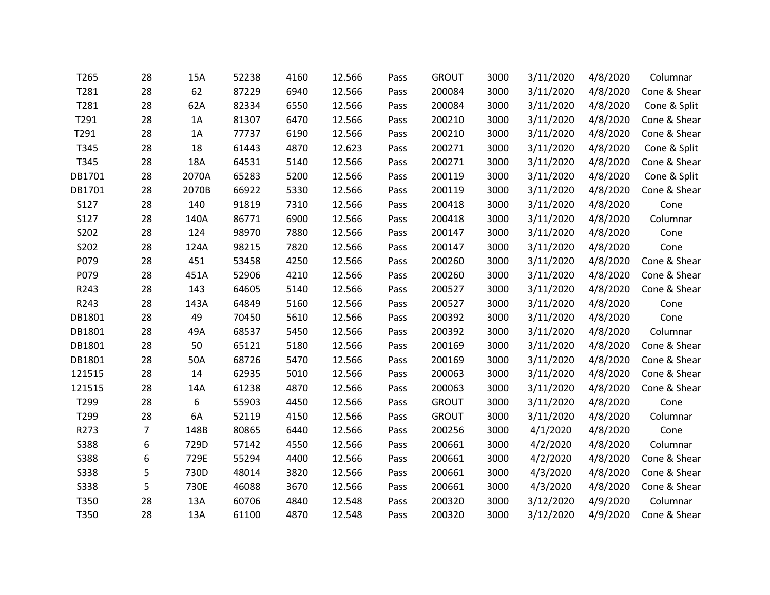| | | | | | | | | | | | |
|---|---|---|---|---|---|---|---|---|---|---|---|
| T265 | 28 | 15A | 52238 | 4160 | 12.566 | Pass | GROUT | 3000 | 3/11/2020 | 4/8/2020 | Columnar |
| T281 | 28 | 62 | 87229 | 6940 | 12.566 | Pass | 200084 | 3000 | 3/11/2020 | 4/8/2020 | Cone & Shear |
| T281 | 28 | 62A | 82334 | 6550 | 12.566 | Pass | 200084 | 3000 | 3/11/2020 | 4/8/2020 | Cone & Split |
| T291 | 28 | 1A | 81307 | 6470 | 12.566 | Pass | 200210 | 3000 | 3/11/2020 | 4/8/2020 | Cone & Shear |
| T291 | 28 | 1A | 77737 | 6190 | 12.566 | Pass | 200210 | 3000 | 3/11/2020 | 4/8/2020 | Cone & Shear |
| T345 | 28 | 18 | 61443 | 4870 | 12.623 | Pass | 200271 | 3000 | 3/11/2020 | 4/8/2020 | Cone & Split |
| T345 | 28 | 18A | 64531 | 5140 | 12.566 | Pass | 200271 | 3000 | 3/11/2020 | 4/8/2020 | Cone & Shear |
| DB1701 | 28 | 2070A | 65283 | 5200 | 12.566 | Pass | 200119 | 3000 | 3/11/2020 | 4/8/2020 | Cone & Split |
| DB1701 | 28 | 2070B | 66922 | 5330 | 12.566 | Pass | 200119 | 3000 | 3/11/2020 | 4/8/2020 | Cone & Shear |
| S127 | 28 | 140 | 91819 | 7310 | 12.566 | Pass | 200418 | 3000 | 3/11/2020 | 4/8/2020 | Cone |
| S127 | 28 | 140A | 86771 | 6900 | 12.566 | Pass | 200418 | 3000 | 3/11/2020 | 4/8/2020 | Columnar |
| S202 | 28 | 124 | 98970 | 7880 | 12.566 | Pass | 200147 | 3000 | 3/11/2020 | 4/8/2020 | Cone |
| S202 | 28 | 124A | 98215 | 7820 | 12.566 | Pass | 200147 | 3000 | 3/11/2020 | 4/8/2020 | Cone |
| P079 | 28 | 451 | 53458 | 4250 | 12.566 | Pass | 200260 | 3000 | 3/11/2020 | 4/8/2020 | Cone & Shear |
| P079 | 28 | 451A | 52906 | 4210 | 12.566 | Pass | 200260 | 3000 | 3/11/2020 | 4/8/2020 | Cone & Shear |
| R243 | 28 | 143 | 64605 | 5140 | 12.566 | Pass | 200527 | 3000 | 3/11/2020 | 4/8/2020 | Cone & Shear |
| R243 | 28 | 143A | 64849 | 5160 | 12.566 | Pass | 200527 | 3000 | 3/11/2020 | 4/8/2020 | Cone |
| DB1801 | 28 | 49 | 70450 | 5610 | 12.566 | Pass | 200392 | 3000 | 3/11/2020 | 4/8/2020 | Cone |
| DB1801 | 28 | 49A | 68537 | 5450 | 12.566 | Pass | 200392 | 3000 | 3/11/2020 | 4/8/2020 | Columnar |
| DB1801 | 28 | 50 | 65121 | 5180 | 12.566 | Pass | 200169 | 3000 | 3/11/2020 | 4/8/2020 | Cone & Shear |
| DB1801 | 28 | 50A | 68726 | 5470 | 12.566 | Pass | 200169 | 3000 | 3/11/2020 | 4/8/2020 | Cone & Shear |
| 121515 | 28 | 14 | 62935 | 5010 | 12.566 | Pass | 200063 | 3000 | 3/11/2020 | 4/8/2020 | Cone & Shear |
| 121515 | 28 | 14A | 61238 | 4870 | 12.566 | Pass | 200063 | 3000 | 3/11/2020 | 4/8/2020 | Cone & Shear |
| T299 | 28 | 6 | 55903 | 4450 | 12.566 | Pass | GROUT | 3000 | 3/11/2020 | 4/8/2020 | Cone |
| T299 | 28 | 6A | 52119 | 4150 | 12.566 | Pass | GROUT | 3000 | 3/11/2020 | 4/8/2020 | Columnar |
| R273 | 7 | 148B | 80865 | 6440 | 12.566 | Pass | 200256 | 3000 | 4/1/2020 | 4/8/2020 | Cone |
| S388 | 6 | 729D | 57142 | 4550 | 12.566 | Pass | 200661 | 3000 | 4/2/2020 | 4/8/2020 | Columnar |
| S388 | 6 | 729E | 55294 | 4400 | 12.566 | Pass | 200661 | 3000 | 4/2/2020 | 4/8/2020 | Cone & Shear |
| S338 | 5 | 730D | 48014 | 3820 | 12.566 | Pass | 200661 | 3000 | 4/3/2020 | 4/8/2020 | Cone & Shear |
| S338 | 5 | 730E | 46088 | 3670 | 12.566 | Pass | 200661 | 3000 | 4/3/2020 | 4/8/2020 | Cone & Shear |
| T350 | 28 | 13A | 60706 | 4840 | 12.548 | Pass | 200320 | 3000 | 3/12/2020 | 4/9/2020 | Columnar |
| T350 | 28 | 13A | 61100 | 4870 | 12.548 | Pass | 200320 | 3000 | 3/12/2020 | 4/9/2020 | Cone & Shear |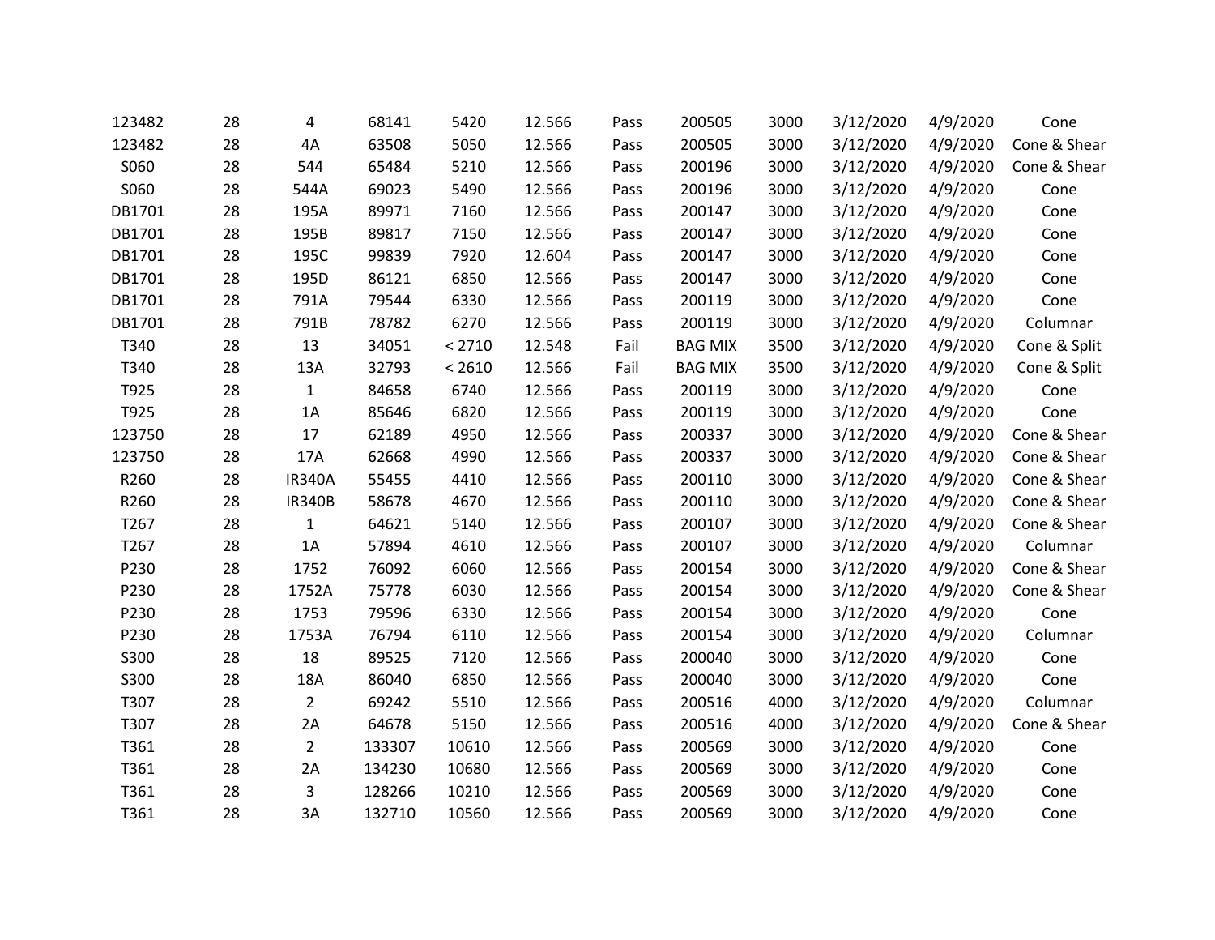| | | | | | | | | | | | |
|---|---|---|---|---|---|---|---|---|---|---|---|
| 123482 | 28 | 4 | 68141 | 5420 | 12.566 | Pass | 200505 | 3000 | 3/12/2020 | 4/9/2020 | Cone |
| 123482 | 28 | 4A | 63508 | 5050 | 12.566 | Pass | 200505 | 3000 | 3/12/2020 | 4/9/2020 | Cone & Shear |
| S060 | 28 | 544 | 65484 | 5210 | 12.566 | Pass | 200196 | 3000 | 3/12/2020 | 4/9/2020 | Cone & Shear |
| S060 | 28 | 544A | 69023 | 5490 | 12.566 | Pass | 200196 | 3000 | 3/12/2020 | 4/9/2020 | Cone |
| DB1701 | 28 | 195A | 89971 | 7160 | 12.566 | Pass | 200147 | 3000 | 3/12/2020 | 4/9/2020 | Cone |
| DB1701 | 28 | 195B | 89817 | 7150 | 12.566 | Pass | 200147 | 3000 | 3/12/2020 | 4/9/2020 | Cone |
| DB1701 | 28 | 195C | 99839 | 7920 | 12.604 | Pass | 200147 | 3000 | 3/12/2020 | 4/9/2020 | Cone |
| DB1701 | 28 | 195D | 86121 | 6850 | 12.566 | Pass | 200147 | 3000 | 3/12/2020 | 4/9/2020 | Cone |
| DB1701 | 28 | 791A | 79544 | 6330 | 12.566 | Pass | 200119 | 3000 | 3/12/2020 | 4/9/2020 | Cone |
| DB1701 | 28 | 791B | 78782 | 6270 | 12.566 | Pass | 200119 | 3000 | 3/12/2020 | 4/9/2020 | Columnar |
| T340 | 28 | 13 | 34051 | < 2710 | 12.548 | Fail | BAG MIX | 3500 | 3/12/2020 | 4/9/2020 | Cone & Split |
| T340 | 28 | 13A | 32793 | < 2610 | 12.566 | Fail | BAG MIX | 3500 | 3/12/2020 | 4/9/2020 | Cone & Split |
| T925 | 28 | 1 | 84658 | 6740 | 12.566 | Pass | 200119 | 3000 | 3/12/2020 | 4/9/2020 | Cone |
| T925 | 28 | 1A | 85646 | 6820 | 12.566 | Pass | 200119 | 3000 | 3/12/2020 | 4/9/2020 | Cone |
| 123750 | 28 | 17 | 62189 | 4950 | 12.566 | Pass | 200337 | 3000 | 3/12/2020 | 4/9/2020 | Cone & Shear |
| 123750 | 28 | 17A | 62668 | 4990 | 12.566 | Pass | 200337 | 3000 | 3/12/2020 | 4/9/2020 | Cone & Shear |
| R260 | 28 | IR340A | 55455 | 4410 | 12.566 | Pass | 200110 | 3000 | 3/12/2020 | 4/9/2020 | Cone & Shear |
| R260 | 28 | IR340B | 58678 | 4670 | 12.566 | Pass | 200110 | 3000 | 3/12/2020 | 4/9/2020 | Cone & Shear |
| T267 | 28 | 1 | 64621 | 5140 | 12.566 | Pass | 200107 | 3000 | 3/12/2020 | 4/9/2020 | Cone & Shear |
| T267 | 28 | 1A | 57894 | 4610 | 12.566 | Pass | 200107 | 3000 | 3/12/2020 | 4/9/2020 | Columnar |
| P230 | 28 | 1752 | 76092 | 6060 | 12.566 | Pass | 200154 | 3000 | 3/12/2020 | 4/9/2020 | Cone & Shear |
| P230 | 28 | 1752A | 75778 | 6030 | 12.566 | Pass | 200154 | 3000 | 3/12/2020 | 4/9/2020 | Cone & Shear |
| P230 | 28 | 1753 | 79596 | 6330 | 12.566 | Pass | 200154 | 3000 | 3/12/2020 | 4/9/2020 | Cone |
| P230 | 28 | 1753A | 76794 | 6110 | 12.566 | Pass | 200154 | 3000 | 3/12/2020 | 4/9/2020 | Columnar |
| S300 | 28 | 18 | 89525 | 7120 | 12.566 | Pass | 200040 | 3000 | 3/12/2020 | 4/9/2020 | Cone |
| S300 | 28 | 18A | 86040 | 6850 | 12.566 | Pass | 200040 | 3000 | 3/12/2020 | 4/9/2020 | Cone |
| T307 | 28 | 2 | 69242 | 5510 | 12.566 | Pass | 200516 | 4000 | 3/12/2020 | 4/9/2020 | Columnar |
| T307 | 28 | 2A | 64678 | 5150 | 12.566 | Pass | 200516 | 4000 | 3/12/2020 | 4/9/2020 | Cone & Shear |
| T361 | 28 | 2 | 133307 | 10610 | 12.566 | Pass | 200569 | 3000 | 3/12/2020 | 4/9/2020 | Cone |
| T361 | 28 | 2A | 134230 | 10680 | 12.566 | Pass | 200569 | 3000 | 3/12/2020 | 4/9/2020 | Cone |
| T361 | 28 | 3 | 128266 | 10210 | 12.566 | Pass | 200569 | 3000 | 3/12/2020 | 4/9/2020 | Cone |
| T361 | 28 | 3A | 132710 | 10560 | 12.566 | Pass | 200569 | 3000 | 3/12/2020 | 4/9/2020 | Cone |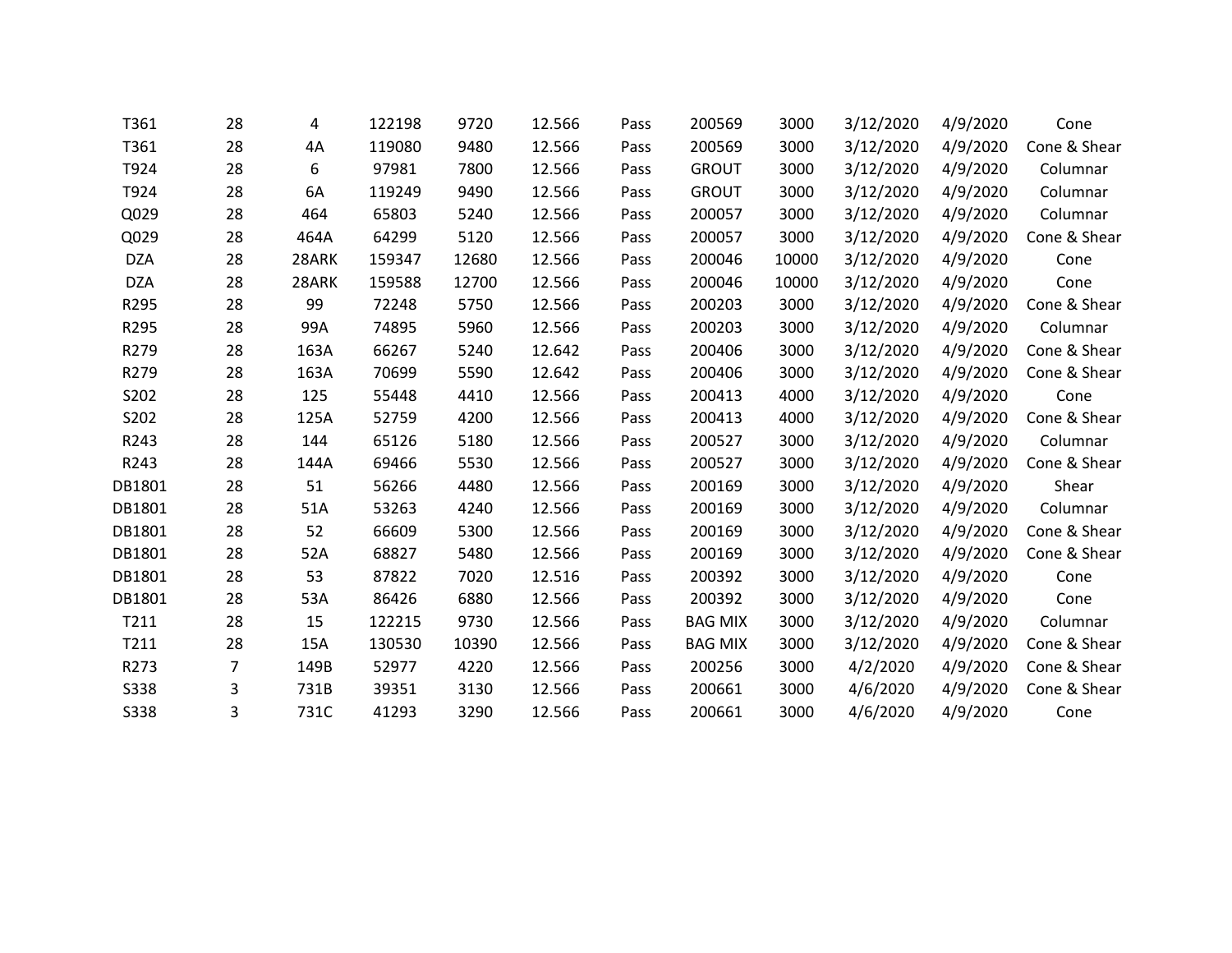| | | | | | | | | | | | |
|---|---|---|---|---|---|---|---|---|---|---|---|
| T361 | 28 | 4 | 122198 | 9720 | 12.566 | Pass | 200569 | 3000 | 3/12/2020 | 4/9/2020 | Cone |
| T361 | 28 | 4A | 119080 | 9480 | 12.566 | Pass | 200569 | 3000 | 3/12/2020 | 4/9/2020 | Cone & Shear |
| T924 | 28 | 6 | 97981 | 7800 | 12.566 | Pass | GROUT | 3000 | 3/12/2020 | 4/9/2020 | Columnar |
| T924 | 28 | 6A | 119249 | 9490 | 12.566 | Pass | GROUT | 3000 | 3/12/2020 | 4/9/2020 | Columnar |
| Q029 | 28 | 464 | 65803 | 5240 | 12.566 | Pass | 200057 | 3000 | 3/12/2020 | 4/9/2020 | Columnar |
| Q029 | 28 | 464A | 64299 | 5120 | 12.566 | Pass | 200057 | 3000 | 3/12/2020 | 4/9/2020 | Cone & Shear |
| DZA | 28 | 28ARK | 159347 | 12680 | 12.566 | Pass | 200046 | 10000 | 3/12/2020 | 4/9/2020 | Cone |
| DZA | 28 | 28ARK | 159588 | 12700 | 12.566 | Pass | 200046 | 10000 | 3/12/2020 | 4/9/2020 | Cone |
| R295 | 28 | 99 | 72248 | 5750 | 12.566 | Pass | 200203 | 3000 | 3/12/2020 | 4/9/2020 | Cone & Shear |
| R295 | 28 | 99A | 74895 | 5960 | 12.566 | Pass | 200203 | 3000 | 3/12/2020 | 4/9/2020 | Columnar |
| R279 | 28 | 163A | 66267 | 5240 | 12.642 | Pass | 200406 | 3000 | 3/12/2020 | 4/9/2020 | Cone & Shear |
| R279 | 28 | 163A | 70699 | 5590 | 12.642 | Pass | 200406 | 3000 | 3/12/2020 | 4/9/2020 | Cone & Shear |
| S202 | 28 | 125 | 55448 | 4410 | 12.566 | Pass | 200413 | 4000 | 3/12/2020 | 4/9/2020 | Cone |
| S202 | 28 | 125A | 52759 | 4200 | 12.566 | Pass | 200413 | 4000 | 3/12/2020 | 4/9/2020 | Cone & Shear |
| R243 | 28 | 144 | 65126 | 5180 | 12.566 | Pass | 200527 | 3000 | 3/12/2020 | 4/9/2020 | Columnar |
| R243 | 28 | 144A | 69466 | 5530 | 12.566 | Pass | 200527 | 3000 | 3/12/2020 | 4/9/2020 | Cone & Shear |
| DB1801 | 28 | 51 | 56266 | 4480 | 12.566 | Pass | 200169 | 3000 | 3/12/2020 | 4/9/2020 | Shear |
| DB1801 | 28 | 51A | 53263 | 4240 | 12.566 | Pass | 200169 | 3000 | 3/12/2020 | 4/9/2020 | Columnar |
| DB1801 | 28 | 52 | 66609 | 5300 | 12.566 | Pass | 200169 | 3000 | 3/12/2020 | 4/9/2020 | Cone & Shear |
| DB1801 | 28 | 52A | 68827 | 5480 | 12.566 | Pass | 200169 | 3000 | 3/12/2020 | 4/9/2020 | Cone & Shear |
| DB1801 | 28 | 53 | 87822 | 7020 | 12.516 | Pass | 200392 | 3000 | 3/12/2020 | 4/9/2020 | Cone |
| DB1801 | 28 | 53A | 86426 | 6880 | 12.566 | Pass | 200392 | 3000 | 3/12/2020 | 4/9/2020 | Cone |
| T211 | 28 | 15 | 122215 | 9730 | 12.566 | Pass | BAG MIX | 3000 | 3/12/2020 | 4/9/2020 | Columnar |
| T211 | 28 | 15A | 130530 | 10390 | 12.566 | Pass | BAG MIX | 3000 | 3/12/2020 | 4/9/2020 | Cone & Shear |
| R273 | 7 | 149B | 52977 | 4220 | 12.566 | Pass | 200256 | 3000 | 4/2/2020 | 4/9/2020 | Cone & Shear |
| S338 | 3 | 731B | 39351 | 3130 | 12.566 | Pass | 200661 | 3000 | 4/6/2020 | 4/9/2020 | Cone & Shear |
| S338 | 3 | 731C | 41293 | 3290 | 12.566 | Pass | 200661 | 3000 | 4/6/2020 | 4/9/2020 | Cone |